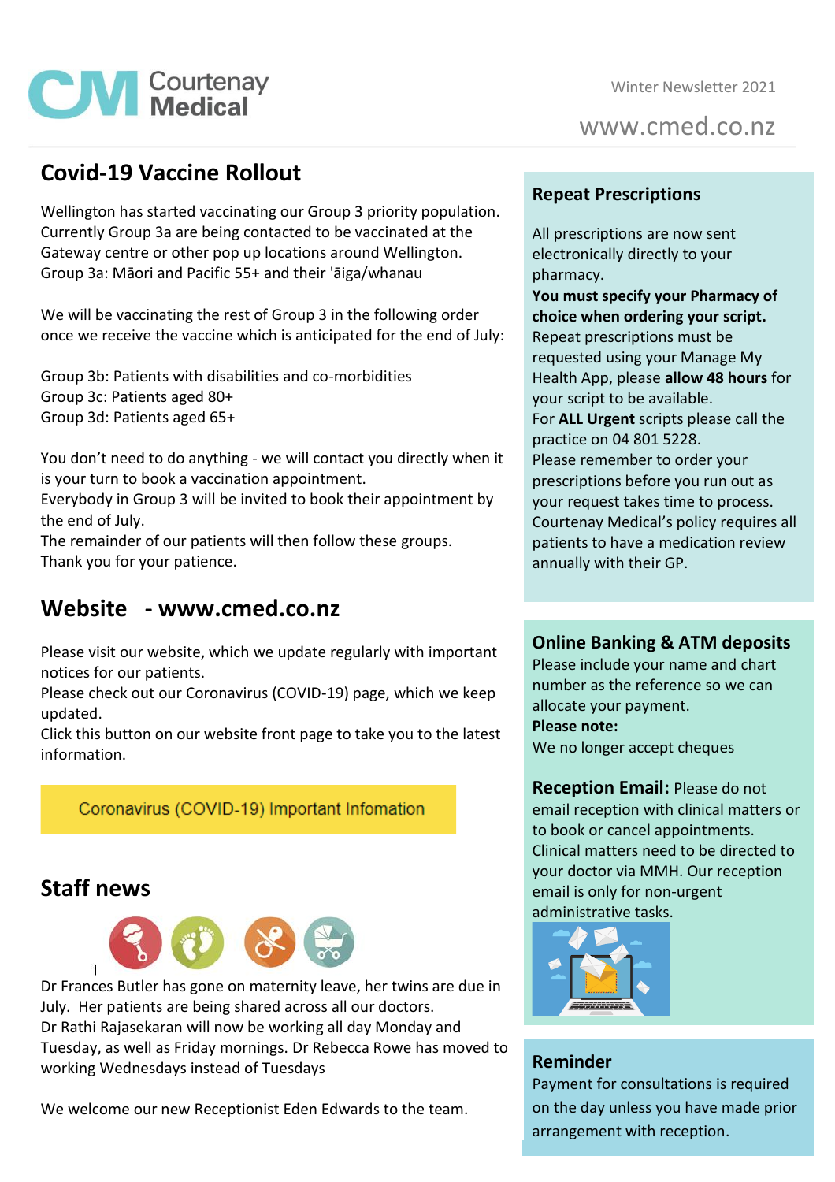# Courtenay Medical

Winter Newsletter 2021

www.cmed.co.nz

## Covid-19 Vaccine Rollout

Wellington has started vaccinating our Group 3 priority population. Currently Group 3a are being contacted to be vaccinated at the Gateway centre or other pop up locations around Wellington.
Group 3a: Māori and Pacific 55+ and their 'āiga/whanau

We will be vaccinating the rest of Group 3 in the following order once we receive the vaccine which is anticipated for the end of July:

Group 3b: Patients with disabilities and co-morbidities
Group 3c: Patients aged 80+
Group 3d: Patients aged 65+

You don't need to do anything - we will contact you directly when it is your turn to book a vaccination appointment.
Everybody in Group 3 will be invited to book their appointment by the end of July.
The remainder of our patients will then follow these groups.
Thank you for your patience.

## Website - www.cmed.co.nz

Please visit our website, which we update regularly with important notices for our patients.
Please check out our Coronavirus (COVID-19) page, which we keep updated.
Click this button on our website front page to take you to the latest information.

Coronavirus (COVID-19) Important Infomation

## Staff news

Dr Frances Butler has gone on maternity leave, her twins are due in July. Her patients are being shared across all our doctors.
Dr Rathi Rajasekaran will now be working all day Monday and Tuesday, as well as Friday mornings. Dr Rebecca Rowe has moved to working Wednesdays instead of Tuesdays

We welcome our new Receptionist Eden Edwards to the team.

## Repeat Prescriptions

All prescriptions are now sent electronically directly to your pharmacy.
**You must specify your Pharmacy of choice when ordering your script.**
Repeat prescriptions must be requested using your Manage My Health App, please **allow 48 hours** for your script to be available.
For **ALL Urgent** scripts please call the practice on 04 801 5228.
Please remember to order your prescriptions before you run out as your request takes time to process.
Courtenay Medical's policy requires all patients to have a medication review annually with their GP.

## Online Banking & ATM deposits

Please include your name and chart number as the reference so we can allocate your payment.
**Please note:**
We no longer accept cheques

**Reception Email:** Please do not email reception with clinical matters or to book or cancel appointments. Clinical matters need to be directed to your doctor via MMH. Our reception email is only for non-urgent administrative tasks.

## Reminder

Payment for consultations is required on the day unless you have made prior arrangement with reception.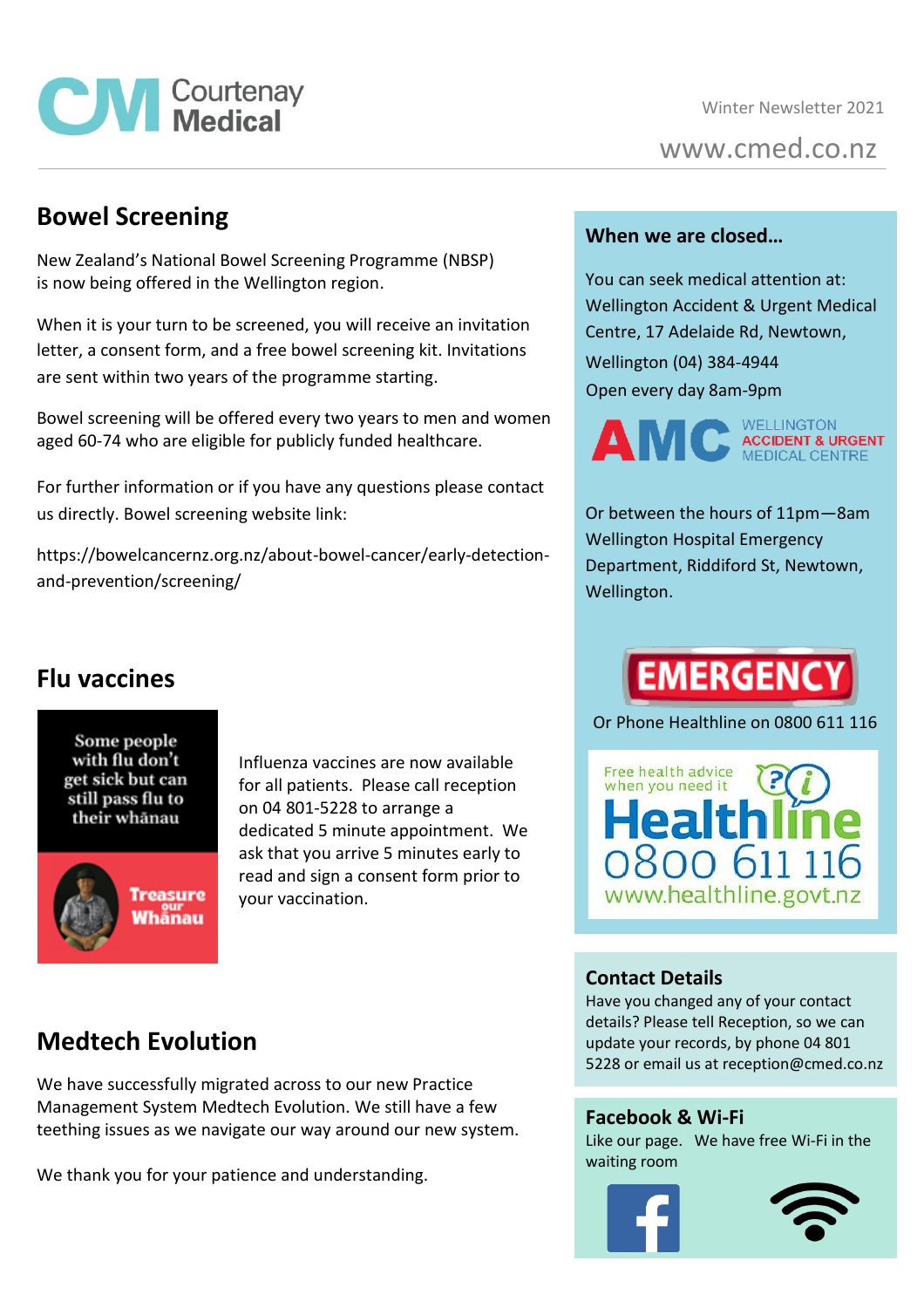Courtenay Medical

Winter Newsletter 2021

www.cmed.co.nz

## Bowel Screening

New Zealand's National Bowel Screening Programme (NBSP) is now being offered in the Wellington region.

When it is your turn to be screened, you will receive an invitation letter, a consent form, and a free bowel screening kit. Invitations are sent within two years of the programme starting.

Bowel screening will be offered every two years to men and women aged 60-74 who are eligible for publicly funded healthcare.

For further information or if you have any questions please contact us directly. Bowel screening website link:

https://bowelcancernz.org.nz/about-bowel-cancer/early-detection-and-prevention/screening/

## Flu vaccines

Some people with flu don't get sick but can still pass flu to their whānau

Treasure our Whānau

Influenza vaccines are now available for all patients. Please call reception on 04 801-5228 to arrange a dedicated 5 minute appointment. We ask that you arrive 5 minutes early to read and sign a consent form prior to your vaccination.

## Medtech Evolution

We have successfully migrated across to our new Practice Management System Medtech Evolution. We still have a few teething issues as we navigate our way around our new system.

We thank you for your patience and understanding.

### When we are closed…

You can seek medical attention at: Wellington Accident & Urgent Medical Centre, 17 Adelaide Rd, Newtown, Wellington (04) 384-4944

Open every day 8am-9pm

AMC WELLINGTON ACCIDENT & URGENT MEDICAL CENTRE

Or between the hours of 11pm—8am Wellington Hospital Emergency Department, Riddiford St, Newtown, Wellington.

EMERGENCY

Or Phone Healthline on 0800 611 116

Free health advice when you need it

Healthline 0800 611 116

www.healthline.govt.nz

### Contact Details

Have you changed any of your contact details? Please tell Reception, so we can update your records, by phone 04 801 5228 or email us at reception@cmed.co.nz

### Facebook & Wi-Fi

Like our page. We have free Wi-Fi in the waiting room